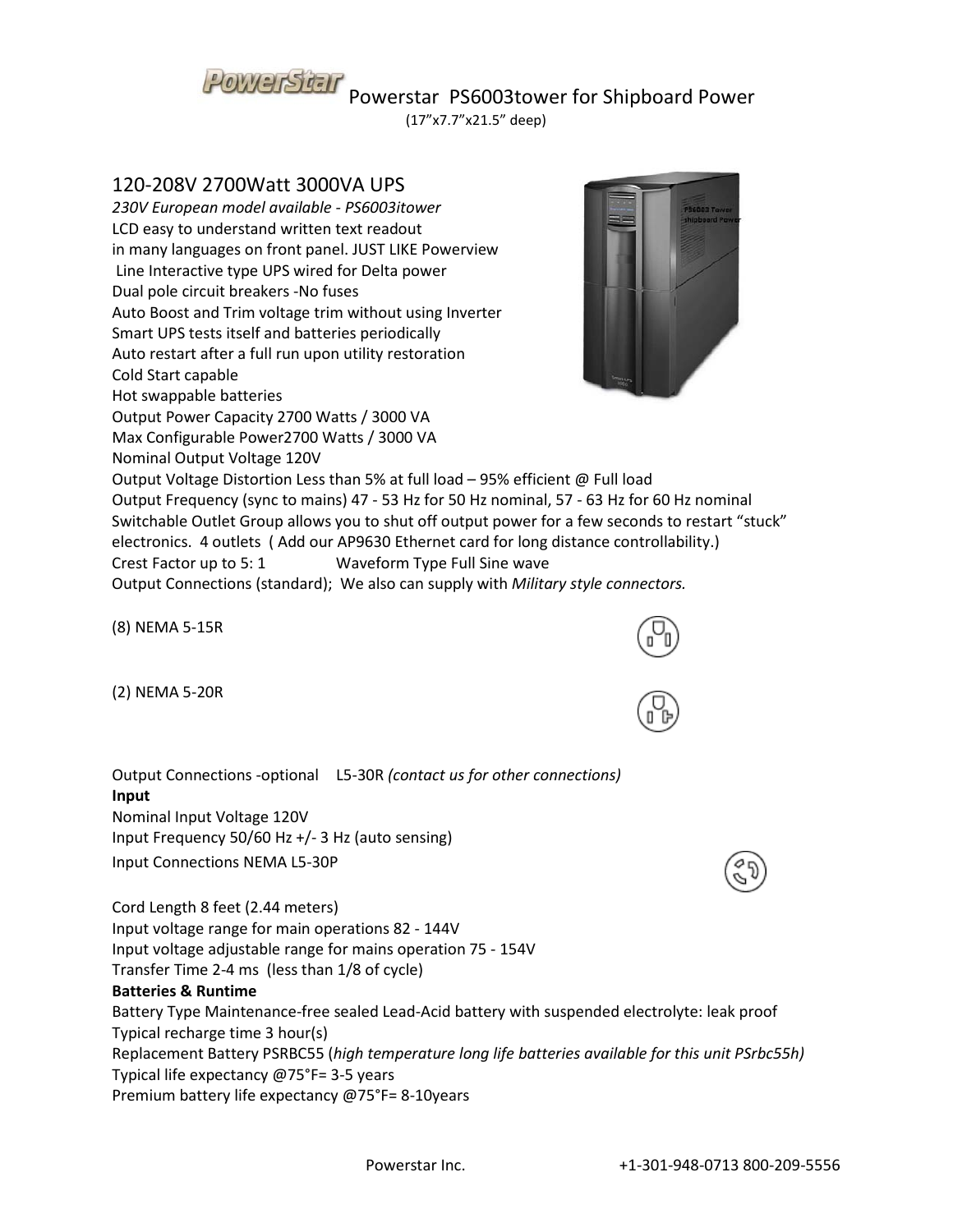# Powerstar PS6003tower for Shipboard Power

(17"x7.7"x21.5" deep)

## 120-208V 2700Watt 3000VA UPS

*230V European model available - PS6003itower*

LCD easy to understand written text readout
in many languages on front panel. JUST LIKE Powerview
Line Interactive type UPS wired for Delta power
Dual pole circuit breakers -No fuses
Auto Boost and Trim voltage trim without using Inverter
Smart UPS tests itself and batteries periodically
Auto restart after a full run upon utility restoration
Cold Start capable
Hot swappable batteries
Output Power Capacity 2700 Watts / 3000 VA
Max Configurable Power2700 Watts / 3000 VA
Nominal Output Voltage 120V
Output Voltage Distortion Less than 5% at full load – 95% efficient @ Full load
Output Frequency (sync to mains) 47 - 53 Hz for 50 Hz nominal, 57 - 63 Hz for 60 Hz nominal
Switchable Outlet Group allows you to shut off output power for a few seconds to restart "stuck" electronics. 4 outlets ( Add our AP9630 Ethernet card for long distance controllability.)
Crest Factor up to 5: 1 Waveform Type Full Sine wave
Output Connections (standard); We also can supply with *Military style connectors.*

(8) NEMA 5-15R

(2) NEMA 5-20R

Output Connections -optional L5-30R *(contact us for other connections)*

**Input**

Nominal Input Voltage 120V
Input Frequency 50/60 Hz +/- 3 Hz (auto sensing)
Input Connections NEMA L5-30P

Cord Length 8 feet (2.44 meters)
Input voltage range for main operations 82 - 144V
Input voltage adjustable range for mains operation 75 - 154V
Transfer Time 2-4 ms (less than 1/8 of cycle)

**Batteries & Runtime**

Battery Type Maintenance-free sealed Lead-Acid battery with suspended electrolyte: leak proof
Typical recharge time 3 hour(s)
Replacement Battery PSRBC55 (*high temperature long life batteries available for this unit PSrbc55h)*
Typical life expectancy @75˚F= 3-5 years
Premium battery life expectancy @75˚F= 8-10years

Powerstar Inc. +1-301-948-0713 800-209-5556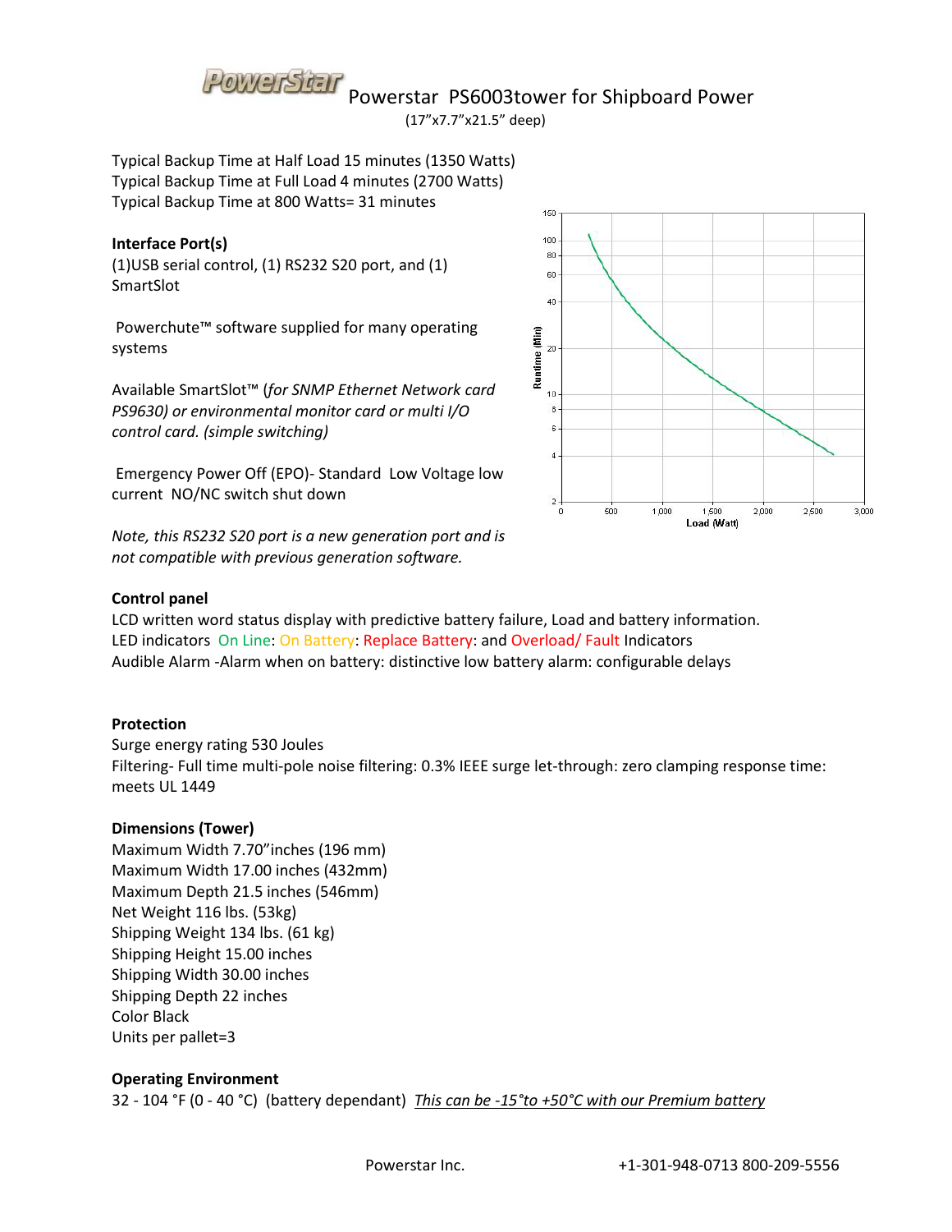# Powerstar PS6003tower for Shipboard Power

(17"x7.7"x21.5" deep)

Typical Backup Time at Half Load 15 minutes (1350 Watts)
Typical Backup Time at Full Load 4 minutes (2700 Watts)
Typical Backup Time at 800 Watts= 31 minutes

**Interface Port(s)**
(1)USB serial control, (1) RS232 S20 port, and (1) SmartSlot

Powerchute™ software supplied for many operating systems

Available SmartSlot™ (*for SNMP Ethernet Network card PS9630) or environmental monitor card or multi I/O control card. (simple switching)*

Emergency Power Off (EPO)- Standard Low Voltage low current NO/NC switch shut down

*Note, this RS232 S20 port is a new generation port and is not compatible with previous generation software.*

**Control panel**
LCD written word status display with predictive battery failure, Load and battery information.
LED indicators On Line: On Battery: Replace Battery: and Overload/ Fault Indicators
Audible Alarm -Alarm when on battery: distinctive low battery alarm: configurable delays

**Protection**
Surge energy rating 530 Joules
Filtering- Full time multi-pole noise filtering: 0.3% IEEE surge let-through: zero clamping response time: meets UL 1449

**Dimensions (Tower)**
Maximum Width 7.70"inches (196 mm)
Maximum Width 17.00 inches (432mm)
Maximum Depth 21.5 inches (546mm)
Net Weight 116 lbs. (53kg)
Shipping Weight 134 lbs. (61 kg)
Shipping Height 15.00 inches
Shipping Width 30.00 inches
Shipping Depth 22 inches
Color Black
Units per pallet=3

**Operating Environment**
32 - 104 °F (0 - 40 °C) (battery dependant) *This can be -15°to +50°C with our Premium battery*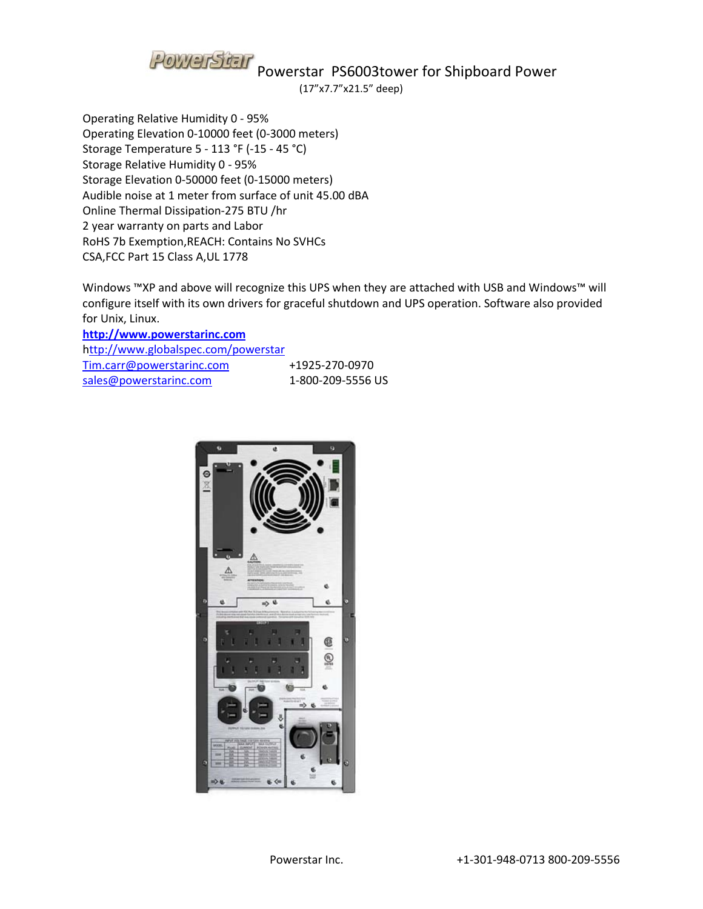# Powerstar PS6003tower for Shipboard Power

(17"x7.7"x21.5" deep)

Operating Relative Humidity 0 - 95%
Operating Elevation 0-10000 feet (0-3000 meters)
Storage Temperature 5 - 113 °F (-15 - 45 °C)
Storage Relative Humidity 0 - 95%
Storage Elevation 0-50000 feet (0-15000 meters)
Audible noise at 1 meter from surface of unit 45.00 dBA
Online Thermal Dissipation-275 BTU /hr
2 year warranty on parts and Labor
RoHS 7b Exemption,REACH: Contains No SVHCs
CSA,FCC Part 15 Class A,UL 1778

Windows ™XP and above will recognize this UPS when they are attached with USB and Windows™ will configure itself with its own drivers for graceful shutdown and UPS operation. Software also provided for Unix, Linux.

**http://www.powerstarinc.com**
http://www.globalspec.com/powerstar
Tim.carr@powerstarinc.com +1925-270-0970
sales@powerstarinc.com 1-800-209-5556 US

Powerstar Inc. +1-301-948-0713 800-209-5556